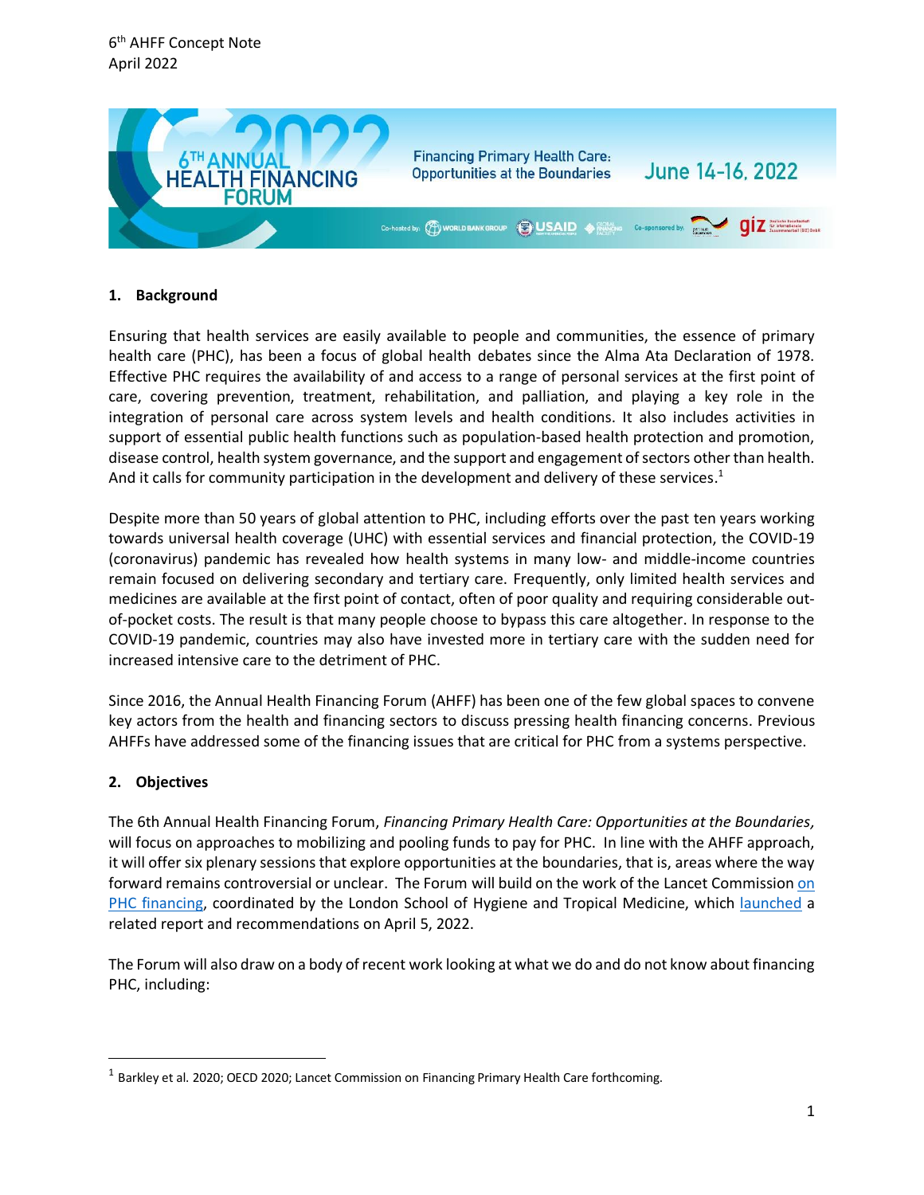6th AHFF Concept Note
April 2022

6TH ANNUAL HEALTH FINANCING FORUM 2022

Financing Primary Health Care: Opportunities at the Boundaries

June 14-16, 2022

Co-hosted by: WORLD BANK GROUP, USAID, Global Financing Facility. Co-sponsored by: giz

## 1. Background

Ensuring that health services are easily available to people and communities, the essence of primary health care (PHC), has been a focus of global health debates since the Alma Ata Declaration of 1978. Effective PHC requires the availability of and access to a range of personal services at the first point of care, covering prevention, treatment, rehabilitation, and palliation, and playing a key role in the integration of personal care across system levels and health conditions. It also includes activities in support of essential public health functions such as population-based health protection and promotion, disease control, health system governance, and the support and engagement of sectors other than health. And it calls for community participation in the development and delivery of these services.[1]

Despite more than 50 years of global attention to PHC, including efforts over the past ten years working towards universal health coverage (UHC) with essential services and financial protection, the COVID-19 (coronavirus) pandemic has revealed how health systems in many low- and middle-income countries remain focused on delivering secondary and tertiary care. Frequently, only limited health services and medicines are available at the first point of contact, often of poor quality and requiring considerable out-of-pocket costs. The result is that many people choose to bypass this care altogether. In response to the COVID-19 pandemic, countries may also have invested more in tertiary care with the sudden need for increased intensive care to the detriment of PHC.

Since 2016, the Annual Health Financing Forum (AHFF) has been one of the few global spaces to convene key actors from the health and financing sectors to discuss pressing health financing concerns. Previous AHFFs have addressed some of the financing issues that are critical for PHC from a systems perspective.

## 2. Objectives

The 6th Annual Health Financing Forum, *Financing Primary Health Care: Opportunities at the Boundaries,* will focus on approaches to mobilizing and pooling funds to pay for PHC. In line with the AHFF approach, it will offer six plenary sessions that explore opportunities at the boundaries, that is, areas where the way forward remains controversial or unclear. The Forum will build on the work of the Lancet Commission on PHC financing, coordinated by the London School of Hygiene and Tropical Medicine, which launched a related report and recommendations on April 5, 2022.

The Forum will also draw on a body of recent work looking at what we do and do not know about financing PHC, including:

[1] Barkley et al. 2020; OECD 2020; Lancet Commission on Financing Primary Health Care forthcoming.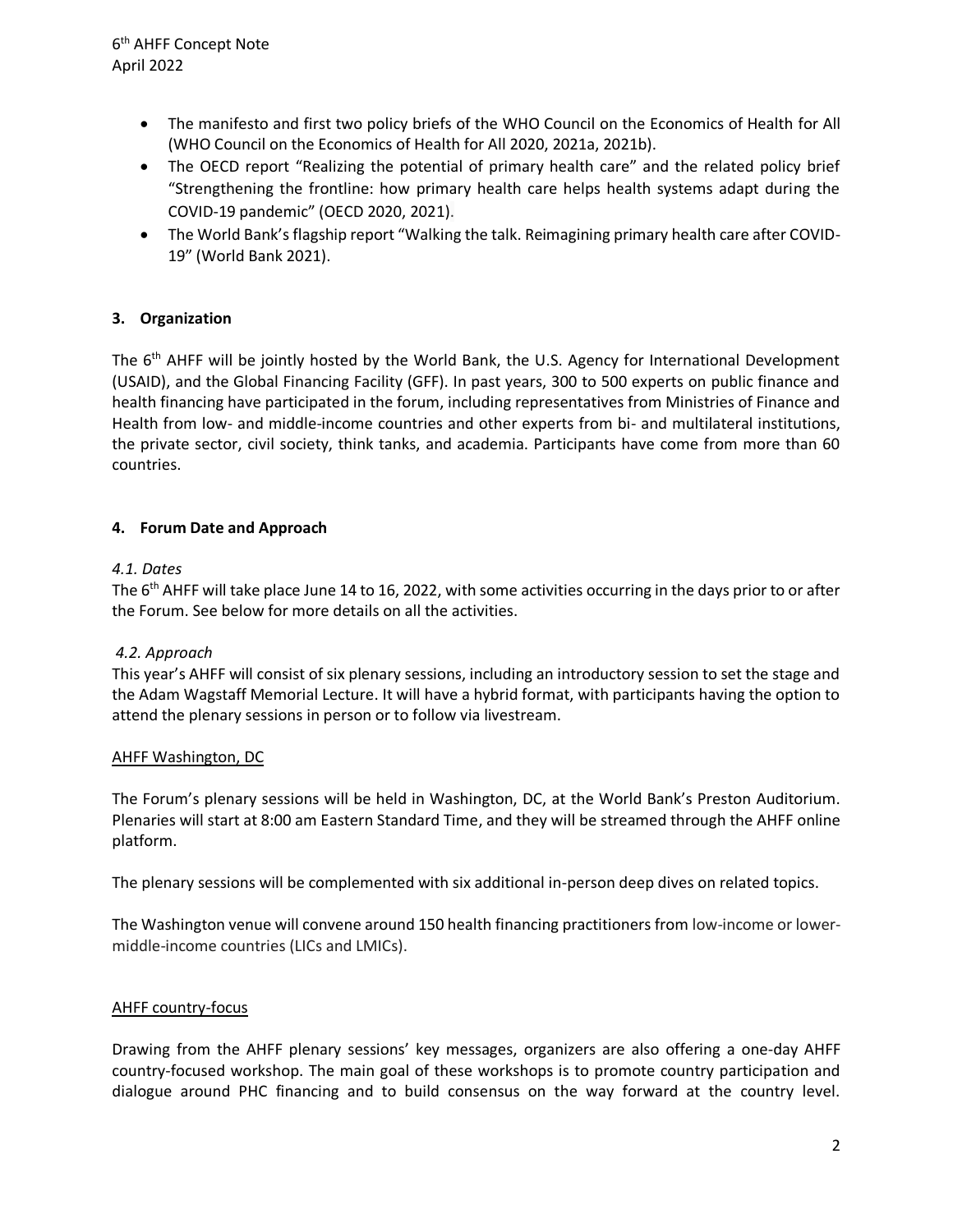- The manifesto and first two policy briefs of the WHO Council on the Economics of Health for All (WHO Council on the Economics of Health for All 2020, 2021a, 2021b).
- The OECD report "Realizing the potential of primary health care" and the related policy brief "Strengthening the frontline: how primary health care helps health systems adapt during the COVID-19 pandemic" (OECD 2020, 2021).
- The World Bank's flagship report "Walking the talk. Reimagining primary health care after COVID-19" (World Bank 2021).

## 3. Organization

The 6th AHFF will be jointly hosted by the World Bank, the U.S. Agency for International Development (USAID), and the Global Financing Facility (GFF). In past years, 300 to 500 experts on public finance and health financing have participated in the forum, including representatives from Ministries of Finance and Health from low- and middle-income countries and other experts from bi- and multilateral institutions, the private sector, civil society, think tanks, and academia. Participants have come from more than 60 countries.

## 4. Forum Date and Approach

### *4.1. Dates*

The 6th AHFF will take place June 14 to 16, 2022, with some activities occurring in the days prior to or after the Forum. See below for more details on all the activities.

### *4.2. Approach*

This year's AHFF will consist of six plenary sessions, including an introductory session to set the stage and the Adam Wagstaff Memorial Lecture. It will have a hybrid format, with participants having the option to attend the plenary sessions in person or to follow via livestream.

<u>AHFF Washington, DC</u>

The Forum's plenary sessions will be held in Washington, DC, at the World Bank's Preston Auditorium. Plenaries will start at 8:00 am Eastern Standard Time, and they will be streamed through the AHFF online platform.

The plenary sessions will be complemented with six additional in-person deep dives on related topics.

The Washington venue will convene around 150 health financing practitioners from low-income or lower-middle-income countries (LICs and LMICs).

<u>AHFF country-focus</u>

Drawing from the AHFF plenary sessions' key messages, organizers are also offering a one-day AHFF country-focused workshop. The main goal of these workshops is to promote country participation and dialogue around PHC financing and to build consensus on the way forward at the country level.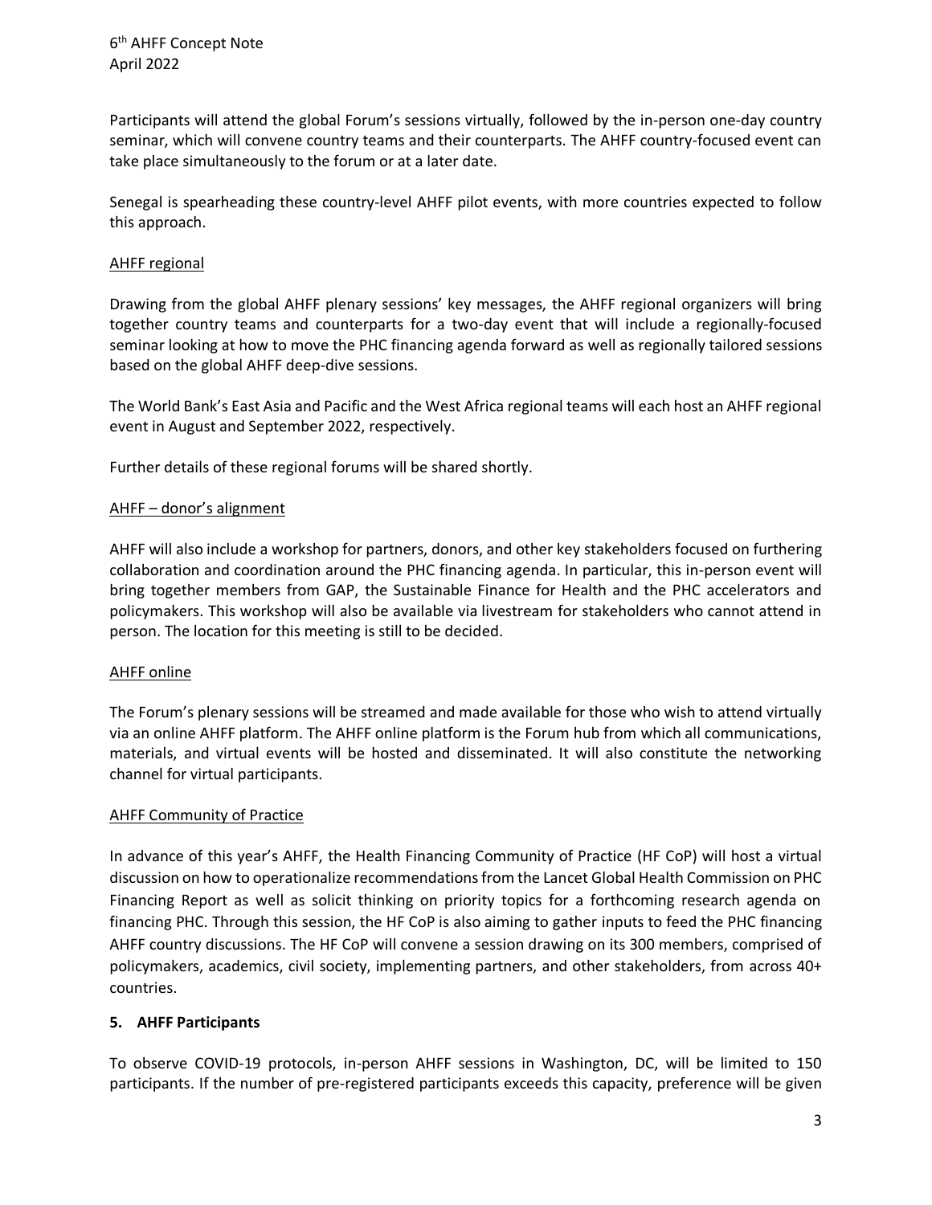Participants will attend the global Forum's sessions virtually, followed by the in-person one-day country seminar, which will convene country teams and their counterparts. The AHFF country-focused event can take place simultaneously to the forum or at a later date.

Senegal is spearheading these country-level AHFF pilot events, with more countries expected to follow this approach.

AHFF regional

Drawing from the global AHFF plenary sessions' key messages, the AHFF regional organizers will bring together country teams and counterparts for a two-day event that will include a regionally-focused seminar looking at how to move the PHC financing agenda forward as well as regionally tailored sessions based on the global AHFF deep-dive sessions.

The World Bank's East Asia and Pacific and the West Africa regional teams will each host an AHFF regional event in August and September 2022, respectively.

Further details of these regional forums will be shared shortly.

AHFF – donor's alignment

AHFF will also include a workshop for partners, donors, and other key stakeholders focused on furthering collaboration and coordination around the PHC financing agenda. In particular, this in-person event will bring together members from GAP, the Sustainable Finance for Health and the PHC accelerators and policymakers. This workshop will also be available via livestream for stakeholders who cannot attend in person. The location for this meeting is still to be decided.

AHFF online

The Forum's plenary sessions will be streamed and made available for those who wish to attend virtually via an online AHFF platform. The AHFF online platform is the Forum hub from which all communications, materials, and virtual events will be hosted and disseminated. It will also constitute the networking channel for virtual participants.

AHFF Community of Practice

In advance of this year's AHFF, the Health Financing Community of Practice (HF CoP) will host a virtual discussion on how to operationalize recommendations from the Lancet Global Health Commission on PHC Financing Report as well as solicit thinking on priority topics for a forthcoming research agenda on financing PHC. Through this session, the HF CoP is also aiming to gather inputs to feed the PHC financing AHFF country discussions. The HF CoP will convene a session drawing on its 300 members, comprised of policymakers, academics, civil society, implementing partners, and other stakeholders, from across 40+ countries.

## 5. AHFF Participants

To observe COVID-19 protocols, in-person AHFF sessions in Washington, DC, will be limited to 150 participants. If the number of pre-registered participants exceeds this capacity, preference will be given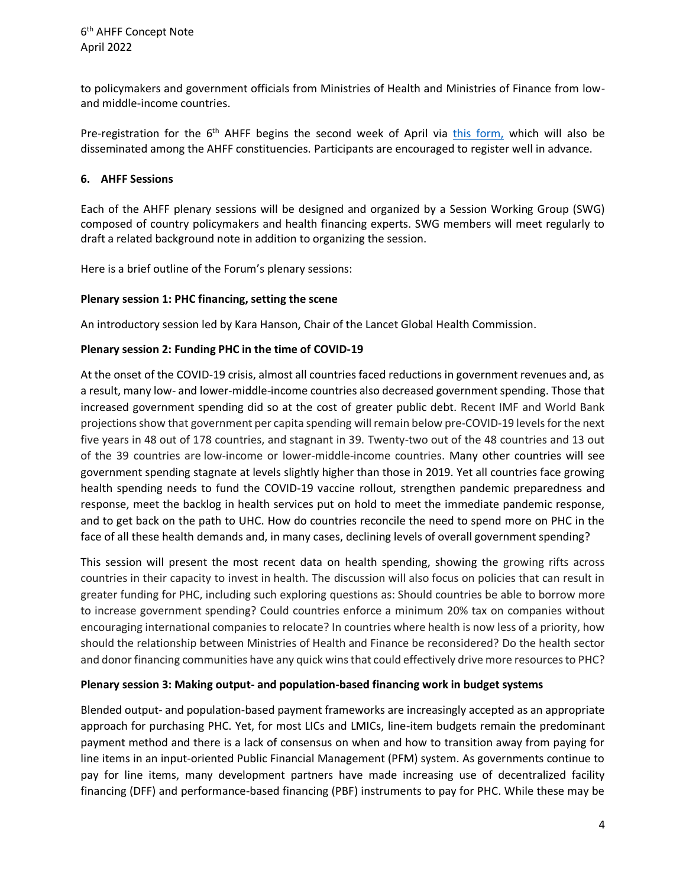to policymakers and government officials from Ministries of Health and Ministries of Finance from low- and middle-income countries.

Pre-registration for the 6th AHFF begins the second week of April via [this form,](#) which will also be disseminated among the AHFF constituencies. Participants are encouraged to register well in advance.

## 6. AHFF Sessions

Each of the AHFF plenary sessions will be designed and organized by a Session Working Group (SWG) composed of country policymakers and health financing experts. SWG members will meet regularly to draft a related background note in addition to organizing the session.

Here is a brief outline of the Forum's plenary sessions:

### Plenary session 1: PHC financing, setting the scene

An introductory session led by Kara Hanson, Chair of the Lancet Global Health Commission.

### Plenary session 2: Funding PHC in the time of COVID-19

At the onset of the COVID-19 crisis, almost all countries faced reductions in government revenues and, as a result, many low- and lower-middle-income countries also decreased government spending. Those that increased government spending did so at the cost of greater public debt. Recent IMF and World Bank projections show that government per capita spending will remain below pre-COVID-19 levels for the next five years in 48 out of 178 countries, and stagnant in 39. Twenty-two out of the 48 countries and 13 out of the 39 countries are low-income or lower-middle-income countries. Many other countries will see government spending stagnate at levels slightly higher than those in 2019. Yet all countries face growing health spending needs to fund the COVID-19 vaccine rollout, strengthen pandemic preparedness and response, meet the backlog in health services put on hold to meet the immediate pandemic response, and to get back on the path to UHC. How do countries reconcile the need to spend more on PHC in the face of all these health demands and, in many cases, declining levels of overall government spending?

This session will present the most recent data on health spending, showing the growing rifts across countries in their capacity to invest in health. The discussion will also focus on policies that can result in greater funding for PHC, including such exploring questions as: Should countries be able to borrow more to increase government spending? Could countries enforce a minimum 20% tax on companies without encouraging international companies to relocate? In countries where health is now less of a priority, how should the relationship between Ministries of Health and Finance be reconsidered? Do the health sector and donor financing communities have any quick wins that could effectively drive more resources to PHC?

### Plenary session 3: Making output- and population-based financing work in budget systems

Blended output- and population-based payment frameworks are increasingly accepted as an appropriate approach for purchasing PHC. Yet, for most LICs and LMICs, line-item budgets remain the predominant payment method and there is a lack of consensus on when and how to transition away from paying for line items in an input-oriented Public Financial Management (PFM) system. As governments continue to pay for line items, many development partners have made increasing use of decentralized facility financing (DFF) and performance-based financing (PBF) instruments to pay for PHC. While these may be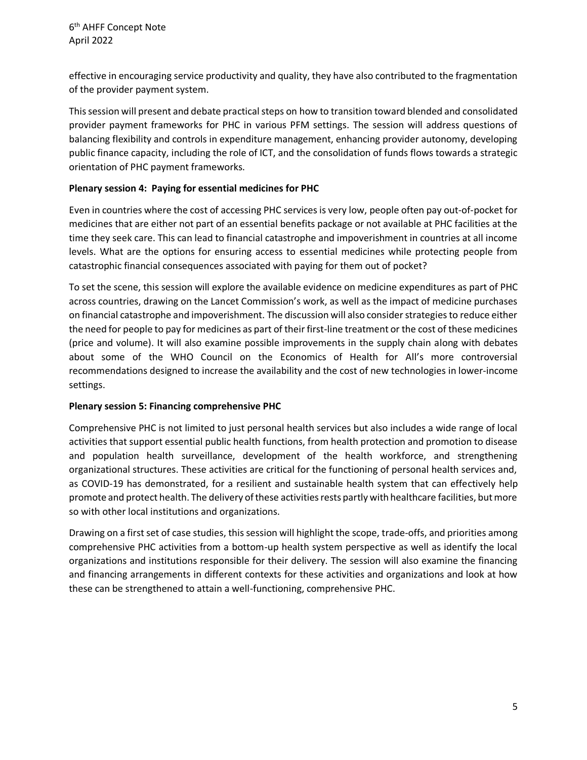effective in encouraging service productivity and quality, they have also contributed to the fragmentation of the provider payment system.

This session will present and debate practical steps on how to transition toward blended and consolidated provider payment frameworks for PHC in various PFM settings. The session will address questions of balancing flexibility and controls in expenditure management, enhancing provider autonomy, developing public finance capacity, including the role of ICT, and the consolidation of funds flows towards a strategic orientation of PHC payment frameworks.

**Plenary session 4: Paying for essential medicines for PHC**

Even in countries where the cost of accessing PHC services is very low, people often pay out-of-pocket for medicines that are either not part of an essential benefits package or not available at PHC facilities at the time they seek care. This can lead to financial catastrophe and impoverishment in countries at all income levels. What are the options for ensuring access to essential medicines while protecting people from catastrophic financial consequences associated with paying for them out of pocket?

To set the scene, this session will explore the available evidence on medicine expenditures as part of PHC across countries, drawing on the Lancet Commission's work, as well as the impact of medicine purchases on financial catastrophe and impoverishment. The discussion will also consider strategies to reduce either the need for people to pay for medicines as part of their first-line treatment or the cost of these medicines (price and volume). It will also examine possible improvements in the supply chain along with debates about some of the WHO Council on the Economics of Health for All's more controversial recommendations designed to increase the availability and the cost of new technologies in lower-income settings.

**Plenary session 5: Financing comprehensive PHC**

Comprehensive PHC is not limited to just personal health services but also includes a wide range of local activities that support essential public health functions, from health protection and promotion to disease and population health surveillance, development of the health workforce, and strengthening organizational structures. These activities are critical for the functioning of personal health services and, as COVID-19 has demonstrated, for a resilient and sustainable health system that can effectively help promote and protect health. The delivery of these activities rests partly with healthcare facilities, but more so with other local institutions and organizations.

Drawing on a first set of case studies, this session will highlight the scope, trade-offs, and priorities among comprehensive PHC activities from a bottom-up health system perspective as well as identify the local organizations and institutions responsible for their delivery. The session will also examine the financing and financing arrangements in different contexts for these activities and organizations and look at how these can be strengthened to attain a well-functioning, comprehensive PHC.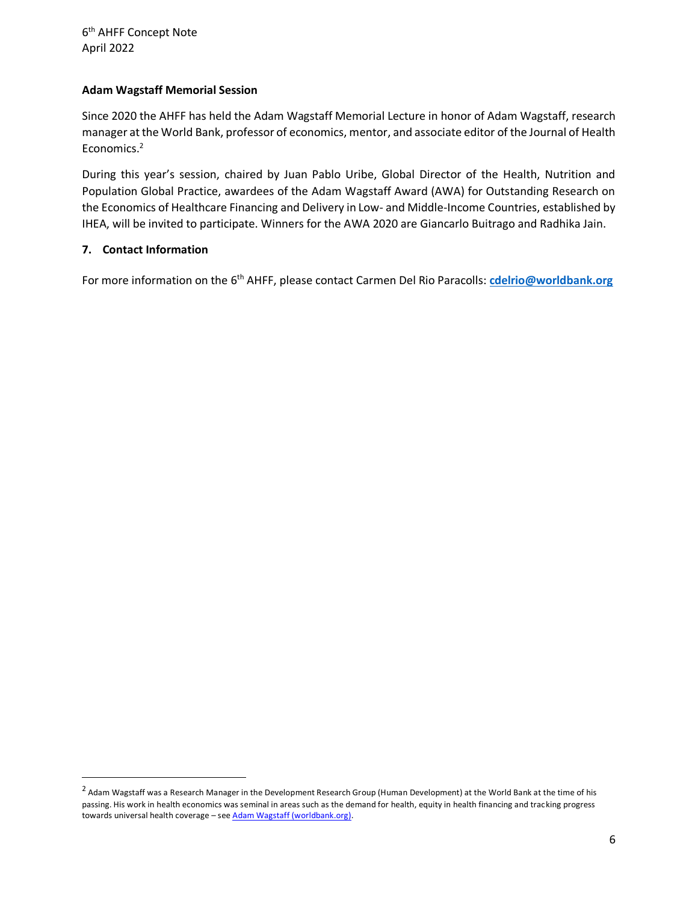### Adam Wagstaff Memorial Session

Since 2020 the AHFF has held the Adam Wagstaff Memorial Lecture in honor of Adam Wagstaff, research manager at the World Bank, professor of economics, mentor, and associate editor of the Journal of Health Economics.[2]

During this year's session, chaired by Juan Pablo Uribe, Global Director of the Health, Nutrition and Population Global Practice, awardees of the Adam Wagstaff Award (AWA) for Outstanding Research on the Economics of Healthcare Financing and Delivery in Low- and Middle-Income Countries, established by IHEA, will be invited to participate. Winners for the AWA 2020 are Giancarlo Buitrago and Radhika Jain.

## 7. Contact Information

For more information on the 6th AHFF, please contact Carmen Del Rio Paracolls: **cdelrio@worldbank.org**

---

[2] Adam Wagstaff was a Research Manager in the Development Research Group (Human Development) at the World Bank at the time of his passing. His work in health economics was seminal in areas such as the demand for health, equity in health financing and tracking progress towards universal health coverage – see Adam Wagstaff (worldbank.org).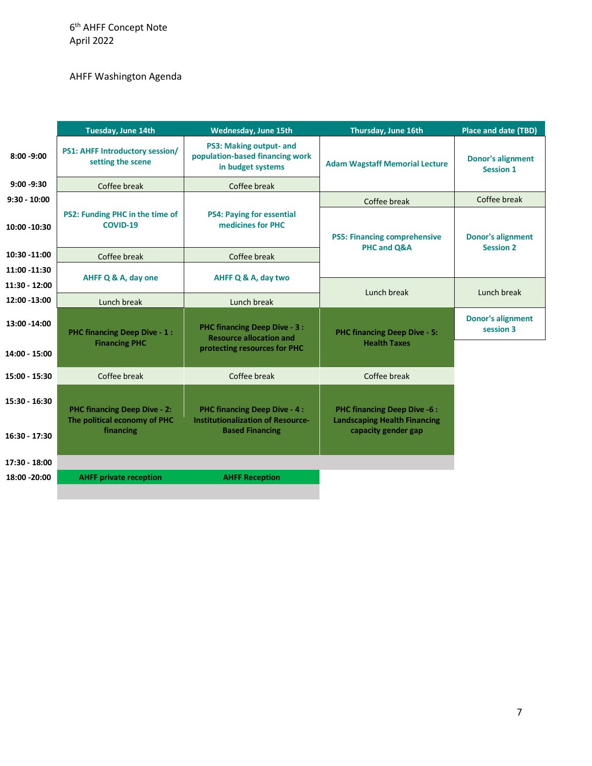6th AHFF Concept Note
April 2022

AHFF Washington Agenda

| | Tuesday, June 14th | Wednesday, June 15th | Thursday, June 16th | Place and date (TBD) |
|---|---|---|---|---|
| 8:00 -9:00 | PS1: AHFF Introductory session/ setting the scene | PS3: Making output- and population-based financing work in budget systems | Adam Wagstaff Memorial Lecture | Donor's alignment Session 1 |
| 9:00 -9:30 | Coffee break | Coffee break | | |
| 9:30 - 10:00 | PS2: Funding PHC in the time of COVID-19 | PS4: Paying for essential medicines for PHC | Coffee break | Coffee break |
| 10:00 -10:30 | | | PS5: Financing comprehensive PHC and Q&A | Donor's alignment Session 2 |
| 10:30 -11:00 | Coffee break | Coffee break | | |
| 11:00 -11:30 | AHFF Q & A, day one | AHFF Q & A, day two | | |
| 11:30 - 12:00 | | | Lunch break | Lunch break |
| 12:00 -13:00 | Lunch break | Lunch break | | |
| 13:00 -14:00 | PHC financing Deep Dive - 1 : Financing PHC | PHC financing Deep Dive - 3 : Resource allocation and protecting resources for PHC | PHC financing Deep Dive - 5: Health Taxes | Donor's alignment session 3 |
| 14:00 - 15:00 | | | | |
| 15:00 - 15:30 | Coffee break | Coffee break | Coffee break | |
| 15:30 - 16:30 | PHC financing Deep Dive - 2: The political economy of PHC financing | PHC financing Deep Dive - 4 : Institutionalization of Resource-Based Financing | PHC financing Deep Dive -6 : Landscaping Health Financing capacity gender gap | |
| 16:30 - 17:30 | | | | |
| 17:30 - 18:00 | | | | |
| 18:00 -20:00 | AHFF private reception | AHFF Reception | | |